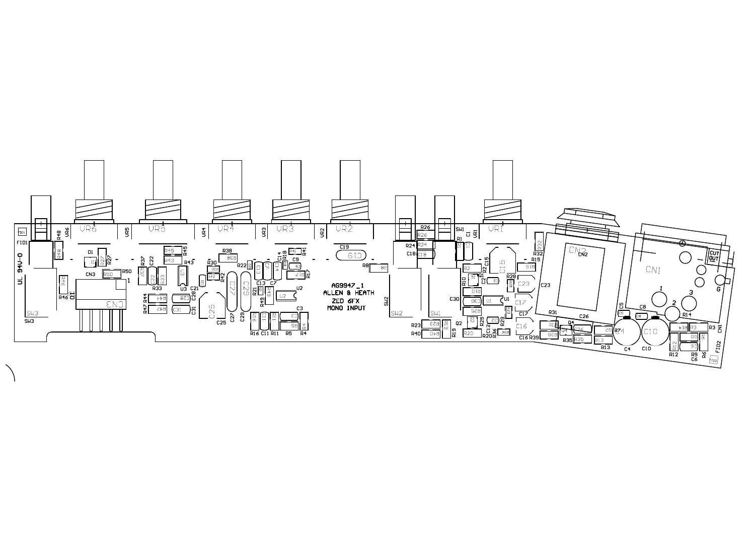AG9947_1
ALLEN & HEATH
ZED 6FX
MONO INPUT

UL 94V-0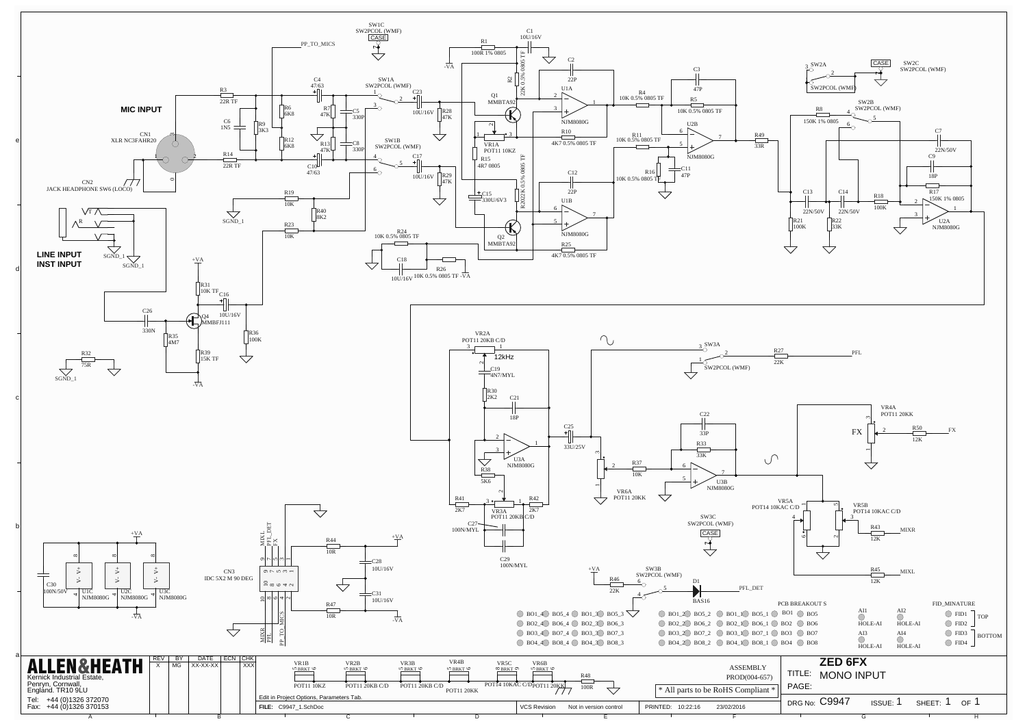**MIC INPUT**

**LINE INPUT**
**INST INPUT**

| ALLEN&HEATH | REV | BY | DATE | ECN | CHK |
|---|---|---|---|---|---|
| Kernick Industrial Estate, Penryn, Cornwall, England. TR10 9LU | X | MG | XX-XX-XX | | XXX |
| Tel: +44 (0)1326 372070 | | | | | |
| Fax: +44 (0)1326 370153 | | | | | |

ASSEMBLY
PROD(004-657)

* All parts to be RoHS Compliant *

Edit in Project Options, Parameters Tab.

FILE: C9947_1.SchDoc

VCS Revision: Not in version control

PRINTED: 10:22:16 23/02/2016

**ZED 6FX**

TITLE: MONO INPUT

PAGE:

DRG No: C9947 ISSUE: 1 SHEET: 1 OF 1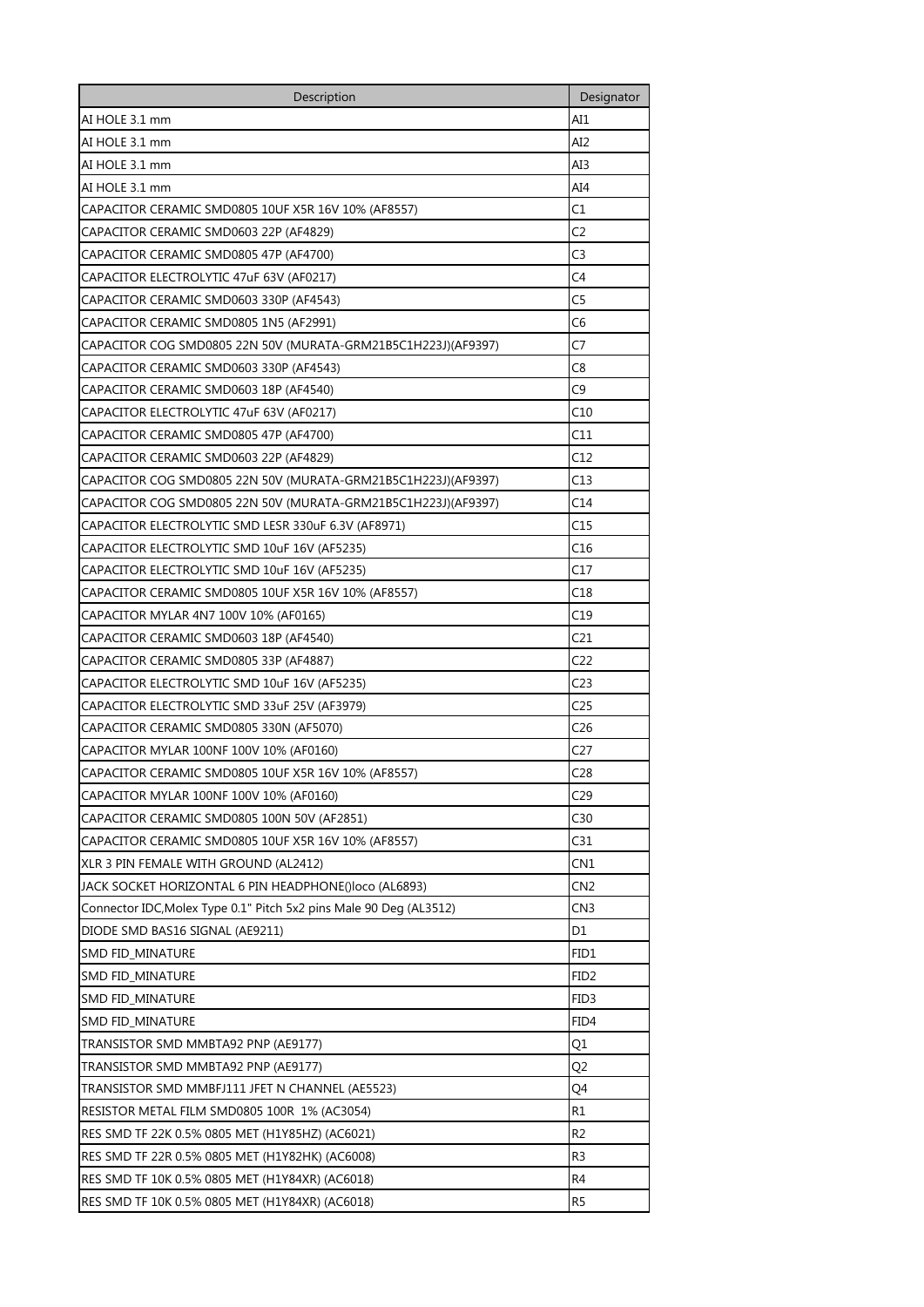| Description | Designator |
| --- | --- |
| AI HOLE 3.1 mm | AI1 |
| AI HOLE 3.1 mm | AI2 |
| AI HOLE 3.1 mm | AI3 |
| AI HOLE 3.1 mm | AI4 |
| CAPACITOR CERAMIC SMD0805 10UF X5R 16V 10% (AF8557) | C1 |
| CAPACITOR CERAMIC SMD0603 22P (AF4829) | C2 |
| CAPACITOR CERAMIC SMD0805 47P (AF4700) | C3 |
| CAPACITOR ELECTROLYTIC 47uF 63V (AF0217) | C4 |
| CAPACITOR CERAMIC SMD0603 330P (AF4543) | C5 |
| CAPACITOR CERAMIC SMD0805 1N5 (AF2991) | C6 |
| CAPACITOR COG SMD0805 22N 50V (MURATA-GRM21B5C1H223J)(AF9397) | C7 |
| CAPACITOR CERAMIC SMD0603 330P (AF4543) | C8 |
| CAPACITOR CERAMIC SMD0603 18P (AF4540) | C9 |
| CAPACITOR ELECTROLYTIC 47uF 63V (AF0217) | C10 |
| CAPACITOR CERAMIC SMD0805 47P (AF4700) | C11 |
| CAPACITOR CERAMIC SMD0603 22P (AF4829) | C12 |
| CAPACITOR COG SMD0805 22N 50V (MURATA-GRM21B5C1H223J)(AF9397) | C13 |
| CAPACITOR COG SMD0805 22N 50V (MURATA-GRM21B5C1H223J)(AF9397) | C14 |
| CAPACITOR ELECTROLYTIC SMD LESR 330uF 6.3V (AF8971) | C15 |
| CAPACITOR ELECTROLYTIC SMD 10uF 16V (AF5235) | C16 |
| CAPACITOR ELECTROLYTIC SMD 10uF 16V (AF5235) | C17 |
| CAPACITOR CERAMIC SMD0805 10UF X5R 16V 10% (AF8557) | C18 |
| CAPACITOR MYLAR 4N7 100V 10% (AF0165) | C19 |
| CAPACITOR CERAMIC SMD0603 18P (AF4540) | C21 |
| CAPACITOR CERAMIC SMD0805 33P (AF4887) | C22 |
| CAPACITOR ELECTROLYTIC SMD 10uF 16V (AF5235) | C23 |
| CAPACITOR ELECTROLYTIC SMD 33uF 25V (AF3979) | C25 |
| CAPACITOR CERAMIC SMD0805 330N (AF5070) | C26 |
| CAPACITOR MYLAR 100NF 100V 10% (AF0160) | C27 |
| CAPACITOR CERAMIC SMD0805 10UF X5R 16V 10% (AF8557) | C28 |
| CAPACITOR MYLAR 100NF 100V 10% (AF0160) | C29 |
| CAPACITOR CERAMIC SMD0805 100N 50V (AF2851) | C30 |
| CAPACITOR CERAMIC SMD0805 10UF X5R 16V 10% (AF8557) | C31 |
| XLR 3 PIN FEMALE WITH GROUND (AL2412) | CN1 |
| JACK SOCKET HORIZONTAL 6 PIN HEADPHONE()loco (AL6893) | CN2 |
| Connector IDC,Molex Type 0.1" Pitch 5x2 pins Male 90 Deg (AL3512) | CN3 |
| DIODE SMD BAS16 SIGNAL (AE9211) | D1 |
| SMD FID_MINATURE | FID1 |
| SMD FID_MINATURE | FID2 |
| SMD FID_MINATURE | FID3 |
| SMD FID_MINATURE | FID4 |
| TRANSISTOR SMD MMBTA92 PNP (AE9177) | Q1 |
| TRANSISTOR SMD MMBTA92 PNP (AE9177) | Q2 |
| TRANSISTOR SMD MMBFJ111 JFET N CHANNEL (AE5523) | Q4 |
| RESISTOR METAL FILM SMD0805 100R 1% (AC3054) | R1 |
| RES SMD TF 22K 0.5% 0805 MET (H1Y85HZ) (AC6021) | R2 |
| RES SMD TF 22R 0.5% 0805 MET (H1Y82HK) (AC6008) | R3 |
| RES SMD TF 10K 0.5% 0805 MET (H1Y84XR) (AC6018) | R4 |
| RES SMD TF 10K 0.5% 0805 MET (H1Y84XR) (AC6018) | R5 |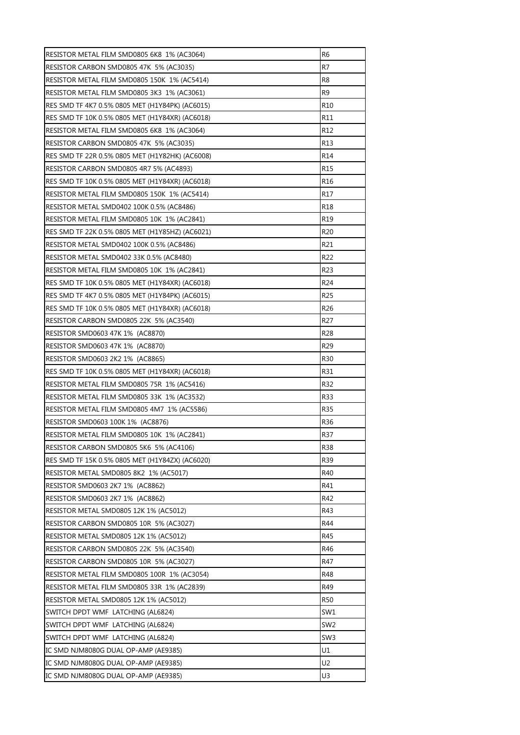| | |
|---|---|
| RESISTOR METAL FILM SMD0805 6K8 1% (AC3064) | R6 |
| RESISTOR CARBON SMD0805 47K 5% (AC3035) | R7 |
| RESISTOR METAL FILM SMD0805 150K 1% (AC5414) | R8 |
| RESISTOR METAL FILM SMD0805 3K3 1% (AC3061) | R9 |
| RES SMD TF 4K7 0.5% 0805 MET (H1Y84PK) (AC6015) | R10 |
| RES SMD TF 10K 0.5% 0805 MET (H1Y84XR) (AC6018) | R11 |
| RESISTOR METAL FILM SMD0805 6K8 1% (AC3064) | R12 |
| RESISTOR CARBON SMD0805 47K 5% (AC3035) | R13 |
| RES SMD TF 22R 0.5% 0805 MET (H1Y82HK) (AC6008) | R14 |
| RESISTOR CARBON SMD0805 4R7 5% (AC4893) | R15 |
| RES SMD TF 10K 0.5% 0805 MET (H1Y84XR) (AC6018) | R16 |
| RESISTOR METAL FILM SMD0805 150K 1% (AC5414) | R17 |
| RESISTOR METAL SMD0402 100K 0.5% (AC8486) | R18 |
| RESISTOR METAL FILM SMD0805 10K 1% (AC2841) | R19 |
| RES SMD TF 22K 0.5% 0805 MET (H1Y85HZ) (AC6021) | R20 |
| RESISTOR METAL SMD0402 100K 0.5% (AC8486) | R21 |
| RESISTOR METAL SMD0402 33K 0.5% (AC8480) | R22 |
| RESISTOR METAL FILM SMD0805 10K 1% (AC2841) | R23 |
| RES SMD TF 10K 0.5% 0805 MET (H1Y84XR) (AC6018) | R24 |
| RES SMD TF 4K7 0.5% 0805 MET (H1Y84PK) (AC6015) | R25 |
| RES SMD TF 10K 0.5% 0805 MET (H1Y84XR) (AC6018) | R26 |
| RESISTOR CARBON SMD0805 22K 5% (AC3540) | R27 |
| RESISTOR SMD0603 47K 1% (AC8870) | R28 |
| RESISTOR SMD0603 47K 1% (AC8870) | R29 |
| RESISTOR SMD0603 2K2 1% (AC8865) | R30 |
| RES SMD TF 10K 0.5% 0805 MET (H1Y84XR) (AC6018) | R31 |
| RESISTOR METAL FILM SMD0805 75R 1% (AC5416) | R32 |
| RESISTOR METAL FILM SMD0805 33K 1% (AC3532) | R33 |
| RESISTOR METAL FILM SMD0805 4M7 1% (AC5586) | R35 |
| RESISTOR SMD0603 100K 1% (AC8876) | R36 |
| RESISTOR METAL FILM SMD0805 10K 1% (AC2841) | R37 |
| RESISTOR CARBON SMD0805 5K6 5% (AC4106) | R38 |
| RES SMD TF 15K 0.5% 0805 MET (H1Y84ZX) (AC6020) | R39 |
| RESISTOR METAL SMD0805 8K2 1% (AC5017) | R40 |
| RESISTOR SMD0603 2K7 1% (AC8862) | R41 |
| RESISTOR SMD0603 2K7 1% (AC8862) | R42 |
| RESISTOR METAL SMD0805 12K 1% (AC5012) | R43 |
| RESISTOR CARBON SMD0805 10R 5% (AC3027) | R44 |
| RESISTOR METAL SMD0805 12K 1% (AC5012) | R45 |
| RESISTOR CARBON SMD0805 22K 5% (AC3540) | R46 |
| RESISTOR CARBON SMD0805 10R 5% (AC3027) | R47 |
| RESISTOR METAL FILM SMD0805 100R 1% (AC3054) | R48 |
| RESISTOR METAL FILM SMD0805 33R 1% (AC2839) | R49 |
| RESISTOR METAL SMD0805 12K 1% (AC5012) | R50 |
| SWITCH DPDT WMF LATCHING (AL6824) | SW1 |
| SWITCH DPDT WMF LATCHING (AL6824) | SW2 |
| SWITCH DPDT WMF LATCHING (AL6824) | SW3 |
| IC SMD NJM8080G DUAL OP-AMP (AE9385) | U1 |
| IC SMD NJM8080G DUAL OP-AMP (AE9385) | U2 |
| IC SMD NJM8080G DUAL OP-AMP (AE9385) | U3 |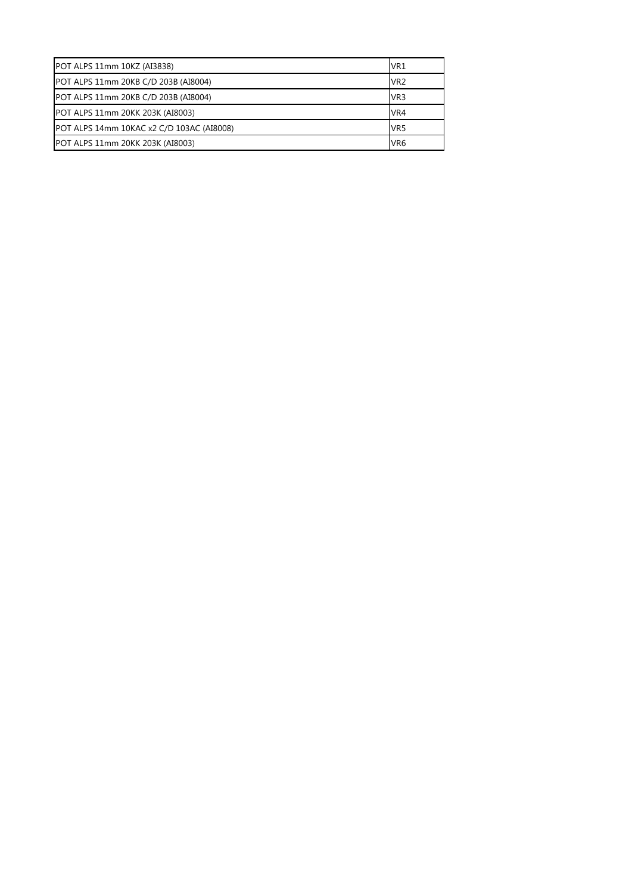| | |
|---|---|
| POT ALPS 11mm 10KZ (AI3838) | VR1 |
| POT ALPS 11mm 20KB C/D 203B (AI8004) | VR2 |
| POT ALPS 11mm 20KB C/D 203B (AI8004) | VR3 |
| POT ALPS 11mm 20KK 203K (AI8003) | VR4 |
| POT ALPS 14mm 10KAC x2 C/D 103AC (AI8008) | VR5 |
| POT ALPS 11mm 20KK 203K (AI8003) | VR6 |